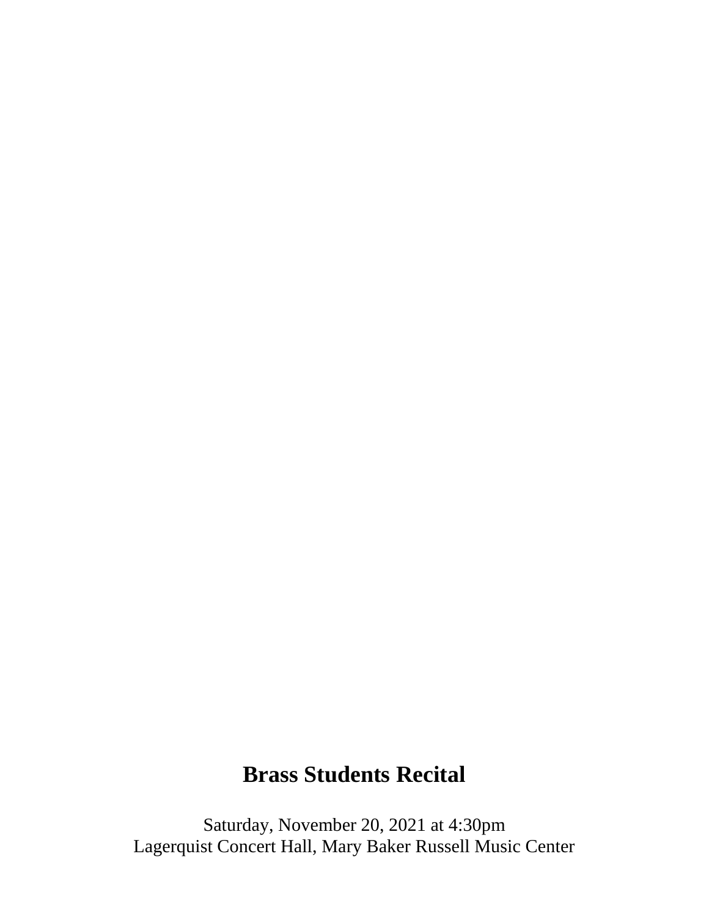# Brass Students Recital

Saturday, November 20, 2021 at 4:30pm
Lagerquist Concert Hall, Mary Baker Russell Music Center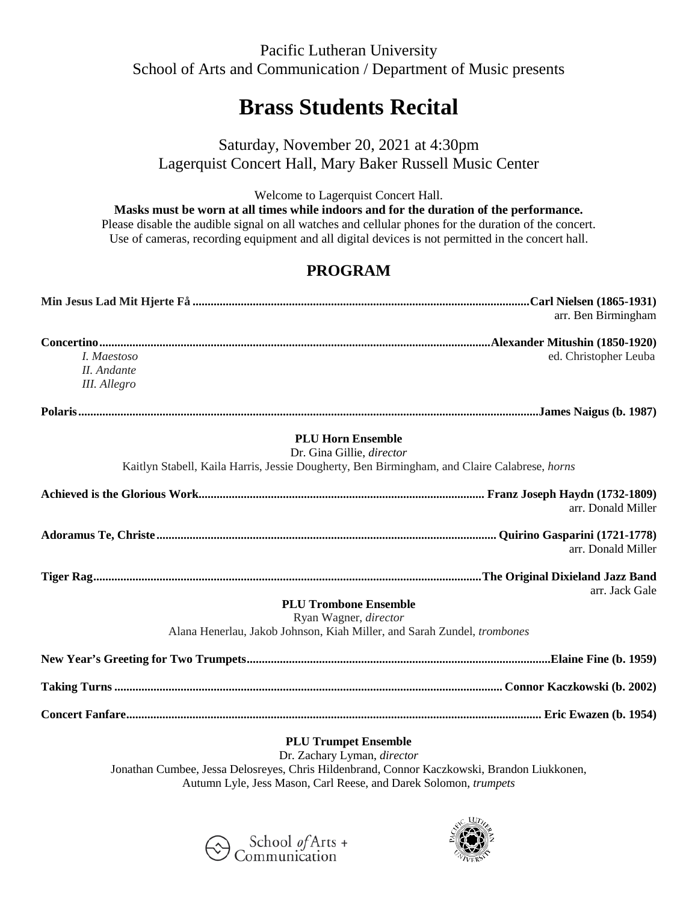Pacific Lutheran University
School of Arts and Communication / Department of Music presents

# Brass Students Recital

Saturday, November 20, 2021 at 4:30pm
Lagerquist Concert Hall, Mary Baker Russell Music Center

Welcome to Lagerquist Concert Hall.
**Masks must be worn at all times while indoors and for the duration of the performance.**
Please disable the audible signal on all watches and cellular phones for the duration of the concert.
Use of cameras, recording equipment and all digital devices is not permitted in the concert hall.

## PROGRAM

**Min Jesus Lad Mit Hjerte Få** ............ **Carl Nielsen (1865-1931)**
arr. Ben Birmingham

**Concertino** ............ **Alexander Mitushin (1850-1920)**
ed. Christopher Leuba

*I. Maestoso*
*II. Andante*
*III. Allegro*

**Polaris** ............ **James Naigus (b. 1987)**

**PLU Horn Ensemble**
Dr. Gina Gillie, *director*
Kaitlyn Stabell, Kaila Harris, Jessie Dougherty, Ben Birmingham, and Claire Calabrese, *horns*

**Achieved is the Glorious Work** ............ **Franz Joseph Haydn (1732-1809)**
arr. Donald Miller

**Adoramus Te, Christe** ............ **Quirino Gasparini (1721-1778)**
arr. Donald Miller

**Tiger Rag** ............ **The Original Dixieland Jazz Band**
arr. Jack Gale

**PLU Trombone Ensemble**
Ryan Wagner, *director*
Alana Henerlau, Jakob Johnson, Kiah Miller, and Sarah Zundel, *trombones*

**New Year's Greeting for Two Trumpets** ............ **Elaine Fine (b. 1959)**

**Taking Turns** ............ **Connor Kaczkowski (b. 2002)**

**Concert Fanfare** ............ **Eric Ewazen (b. 1954)**

**PLU Trumpet Ensemble**
Dr. Zachary Lyman, *director*
Jonathan Cumbee, Jessa Delosreyes, Chris Hildenbrand, Connor Kaczkowski, Brandon Liukkonen, Autumn Lyle, Jess Mason, Carl Reese, and Darek Solomon, *trumpets*

School *of* Arts + Communication